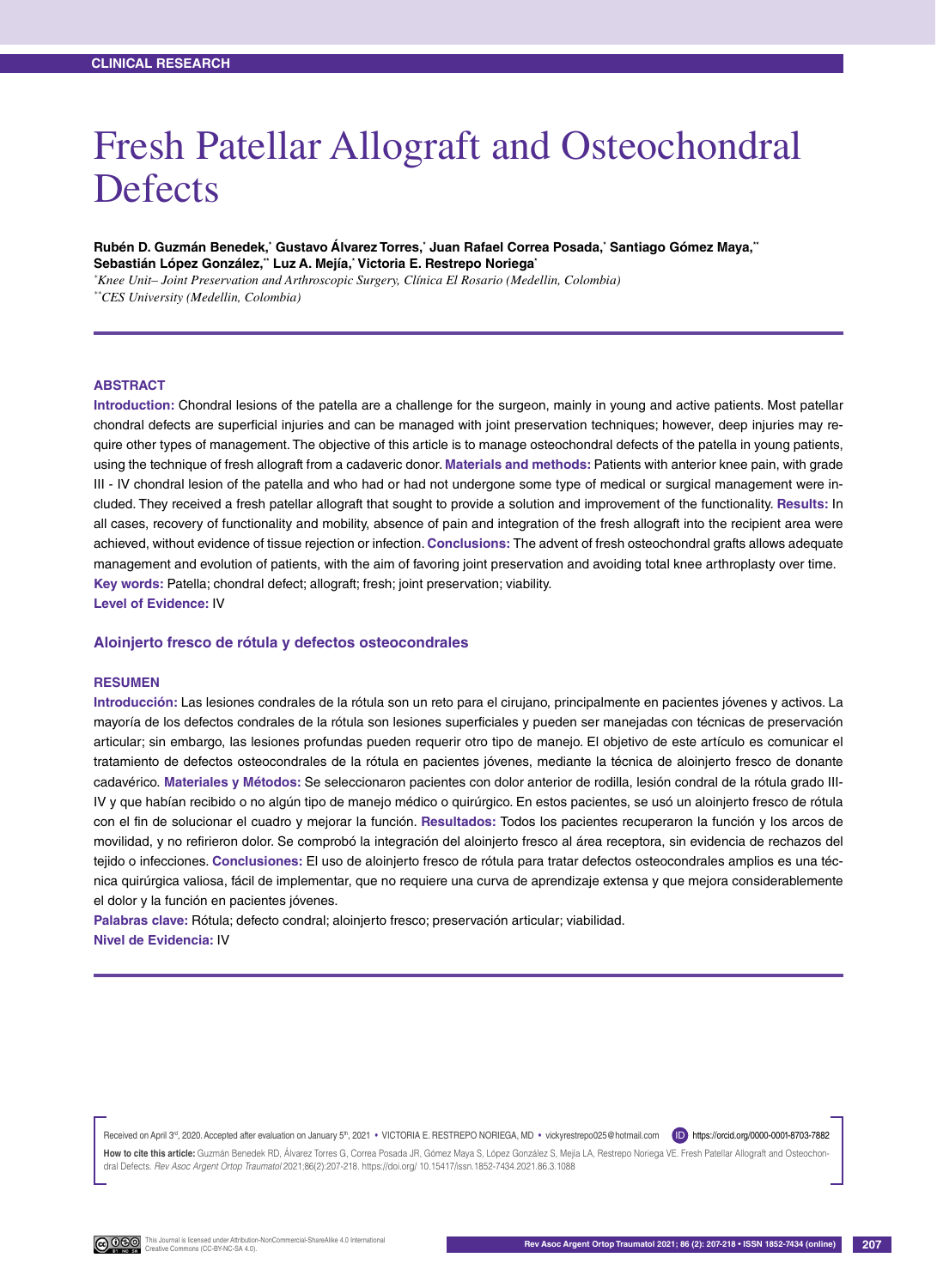CLINICAL RESEARCH

# Fresh Patellar Allograft and Osteochondral Defects

**Rubén D. Guzmán Benedek,[*] Gustavo Álvarez Torres,[*] Juan Rafael Correa Posada,[*] Santiago Gómez Maya,[**] Sebastián López González,[**] Luz A. Mejía,[*] Victoria E. Restrepo Noriega[*]**

[*]*Knee Unit– Joint Preservation and Arthroscopic Surgery, Clínica El Rosario (Medellín, Colombia)*
[**]*CES University (Medellín, Colombia)*

## ABSTRACT

**Introduction:** Chondral lesions of the patella are a challenge for the surgeon, mainly in young and active patients. Most patellar chondral defects are superficial injuries and can be managed with joint preservation techniques; however, deep injuries may require other types of management. The objective of this article is to manage osteochondral defects of the patella in young patients, using the technique of fresh allograft from a cadaveric donor. **Materials and methods:** Patients with anterior knee pain, with grade III - IV chondral lesion of the patella and who had or had not undergone some type of medical or surgical management were included. They received a fresh patellar allograft that sought to provide a solution and improvement of the functionality. **Results:** In all cases, recovery of functionality and mobility, absence of pain and integration of the fresh allograft into the recipient area were achieved, without evidence of tissue rejection or infection. **Conclusions:** The advent of fresh osteochondral grafts allows adequate management and evolution of patients, with the aim of favoring joint preservation and avoiding total knee arthroplasty over time.
**Key words:** Patella; chondral defect; allograft; fresh; joint preservation; viability.
**Level of Evidence:** IV

### Aloinjerto fresco de rótula y defectos osteocondrales

## RESUMEN

**Introducción:** Las lesiones condrales de la rótula son un reto para el cirujano, principalmente en pacientes jóvenes y activos. La mayoría de los defectos condrales de la rótula son lesiones superficiales y pueden ser manejadas con técnicas de preservación articular; sin embargo, las lesiones profundas pueden requerir otro tipo de manejo. El objetivo de este artículo es comunicar el tratamiento de defectos osteocondrales de la rótula en pacientes jóvenes, mediante la técnica de aloinjerto fresco de donante cadavérico. **Materiales y Métodos:** Se seleccionaron pacientes con dolor anterior de rodilla, lesión condral de la rótula grado III-IV y que habían recibido o no algún tipo de manejo médico o quirúrgico. En estos pacientes, se usó un aloinjerto fresco de rótula con el fin de solucionar el cuadro y mejorar la función. **Resultados:** Todos los pacientes recuperaron la función y los arcos de movilidad, y no refirieron dolor. Se comprobó la integración del aloinjerto fresco al área receptora, sin evidencia de rechazos del tejido o infecciones. **Conclusiones:** El uso de aloinjerto fresco de rótula para tratar defectos osteocondrales amplios es una técnica quirúrgica valiosa, fácil de implementar, que no requiere una curva de aprendizaje extensa y que mejora considerablemente el dolor y la función en pacientes jóvenes.
**Palabras clave:** Rótula; defecto condral; aloinjerto fresco; preservación articular; viabilidad.
**Nivel de Evidencia:** IV

Received on April 3rd, 2020. Accepted after evaluation on January 5th, 2021 • VICTORIA E. RESTREPO NORIEGA, MD • vickyrestrepo025@hotmail.com https://orcid.org/0000-0001-8703-7882

**How to cite this article:** Guzmán Benedek RD, Álvarez Torres G, Correa Posada JR, Gómez Maya S, López González S, Mejía LA, Restrepo Noriega VE. Fresh Patellar Allograft and Osteochondral Defects. *Rev Asoc Argent Ortop Traumatol* 2021;86(2):207-218. https://doi.org/ 10.15417/issn.1852-7434.2021.86.3.1088

This Journal is licensed under Attribution-NonCommercial-ShareAlike 4.0 International Creative Commons (CC-BY-NC-SA 4.0).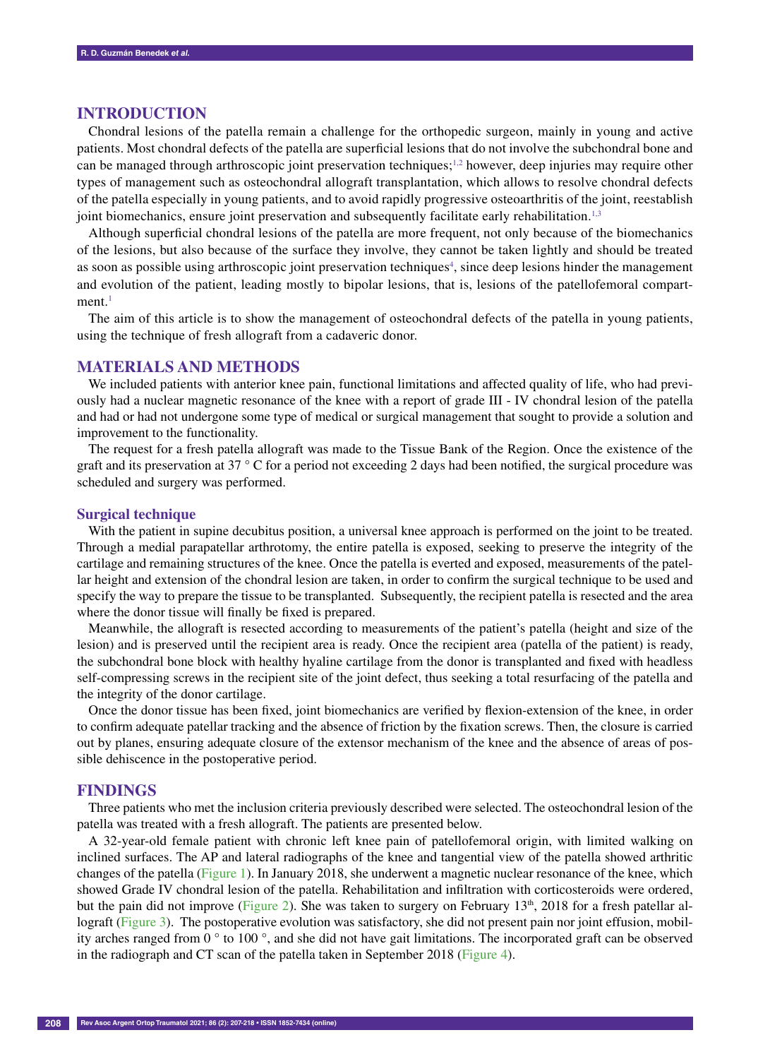## INTRODUCTION

Chondral lesions of the patella remain a challenge for the orthopedic surgeon, mainly in young and active patients. Most chondral defects of the patella are superficial lesions that do not involve the subchondral bone and can be managed through arthroscopic joint preservation techniques;[1,2] however, deep injuries may require other types of management such as osteochondral allograft transplantation, which allows to resolve chondral defects of the patella especially in young patients, and to avoid rapidly progressive osteoarthritis of the joint, reestablish joint biomechanics, ensure joint preservation and subsequently facilitate early rehabilitation.[1,3]

Although superficial chondral lesions of the patella are more frequent, not only because of the biomechanics of the lesions, but also because of the surface they involve, they cannot be taken lightly and should be treated as soon as possible using arthroscopic joint preservation techniques[4], since deep lesions hinder the management and evolution of the patient, leading mostly to bipolar lesions, that is, lesions of the patellofemoral compartment.[1]

The aim of this article is to show the management of osteochondral defects of the patella in young patients, using the technique of fresh allograft from a cadaveric donor.

## MATERIALS AND METHODS

We included patients with anterior knee pain, functional limitations and affected quality of life, who had previously had a nuclear magnetic resonance of the knee with a report of grade III - IV chondral lesion of the patella and had or had not undergone some type of medical or surgical management that sought to provide a solution and improvement to the functionality.

The request for a fresh patella allograft was made to the Tissue Bank of the Region. Once the existence of the graft and its preservation at 37 ° C for a period not exceeding 2 days had been notified, the surgical procedure was scheduled and surgery was performed.

### Surgical technique

With the patient in supine decubitus position, a universal knee approach is performed on the joint to be treated. Through a medial parapatellar arthrotomy, the entire patella is exposed, seeking to preserve the integrity of the cartilage and remaining structures of the knee. Once the patella is everted and exposed, measurements of the patellar height and extension of the chondral lesion are taken, in order to confirm the surgical technique to be used and specify the way to prepare the tissue to be transplanted. Subsequently, the recipient patella is resected and the area where the donor tissue will finally be fixed is prepared.

Meanwhile, the allograft is resected according to measurements of the patient's patella (height and size of the lesion) and is preserved until the recipient area is ready. Once the recipient area (patella of the patient) is ready, the subchondral bone block with healthy hyaline cartilage from the donor is transplanted and fixed with headless self-compressing screws in the recipient site of the joint defect, thus seeking a total resurfacing of the patella and the integrity of the donor cartilage.

Once the donor tissue has been fixed, joint biomechanics are verified by flexion-extension of the knee, in order to confirm adequate patellar tracking and the absence of friction by the fixation screws. Then, the closure is carried out by planes, ensuring adequate closure of the extensor mechanism of the knee and the absence of areas of possible dehiscence in the postoperative period.

## FINDINGS

Three patients who met the inclusion criteria previously described were selected. The osteochondral lesion of the patella was treated with a fresh allograft. The patients are presented below.

A 32-year-old female patient with chronic left knee pain of patellofemoral origin, with limited walking on inclined surfaces. The AP and lateral radiographs of the knee and tangential view of the patella showed arthritic changes of the patella (Figure 1). In January 2018, she underwent a magnetic nuclear resonance of the knee, which showed Grade IV chondral lesion of the patella. Rehabilitation and infiltration with corticosteroids were ordered, but the pain did not improve (Figure 2). She was taken to surgery on February 13th, 2018 for a fresh patellar allograft (Figure 3). The postoperative evolution was satisfactory, she did not present pain nor joint effusion, mobility arches ranged from 0 ° to 100 °, and she did not have gait limitations. The incorporated graft can be observed in the radiograph and CT scan of the patella taken in September 2018 (Figure 4).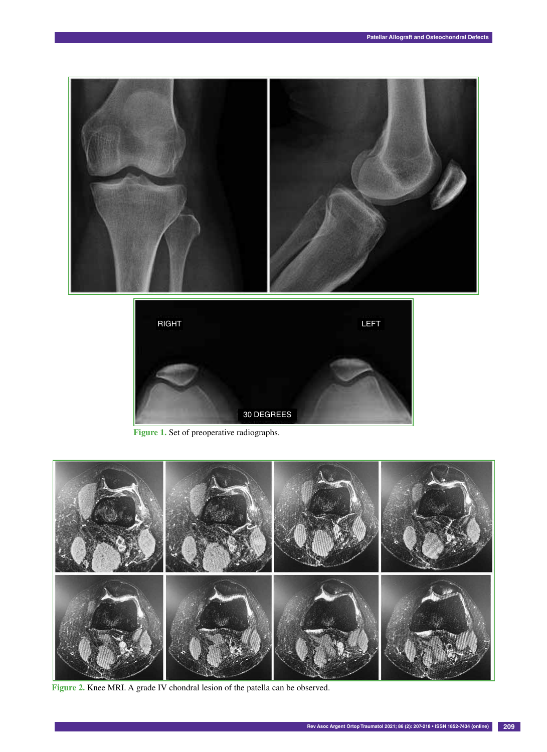Figure 1. Set of preoperative radiographs.

Figure 2. Knee MRI. A grade IV chondral lesion of the patella can be observed.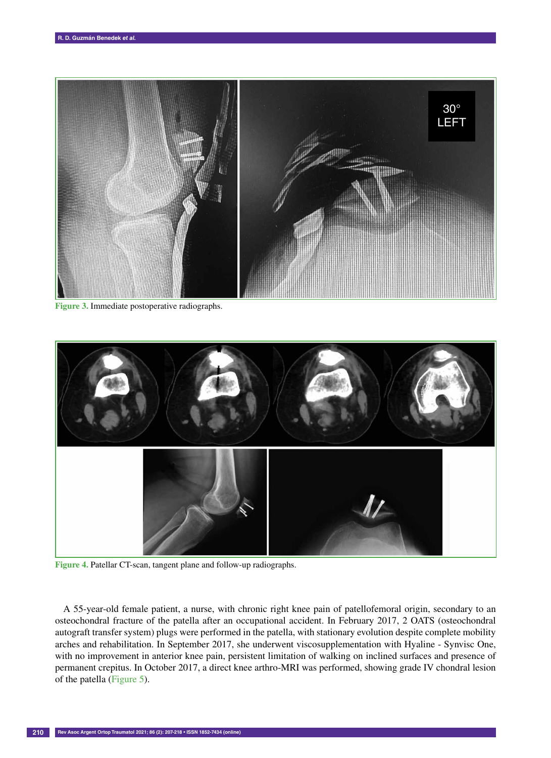Figure 3. Immediate postoperative radiographs.

Figure 4. Patellar CT-scan, tangent plane and follow-up radiographs.

A 55-year-old female patient, a nurse, with chronic right knee pain of patellofemoral origin, secondary to an osteochondral fracture of the patella after an occupational accident. In February 2017, 2 OATS (osteochondral autograft transfer system) plugs were performed in the patella, with stationary evolution despite complete mobility arches and rehabilitation. In September 2017, she underwent viscosupplementation with Hyaline - Synvisc One, with no improvement in anterior knee pain, persistent limitation of walking on inclined surfaces and presence of permanent crepitus. In October 2017, a direct knee arthro-MRI was performed, showing grade IV chondral lesion of the patella (Figure 5).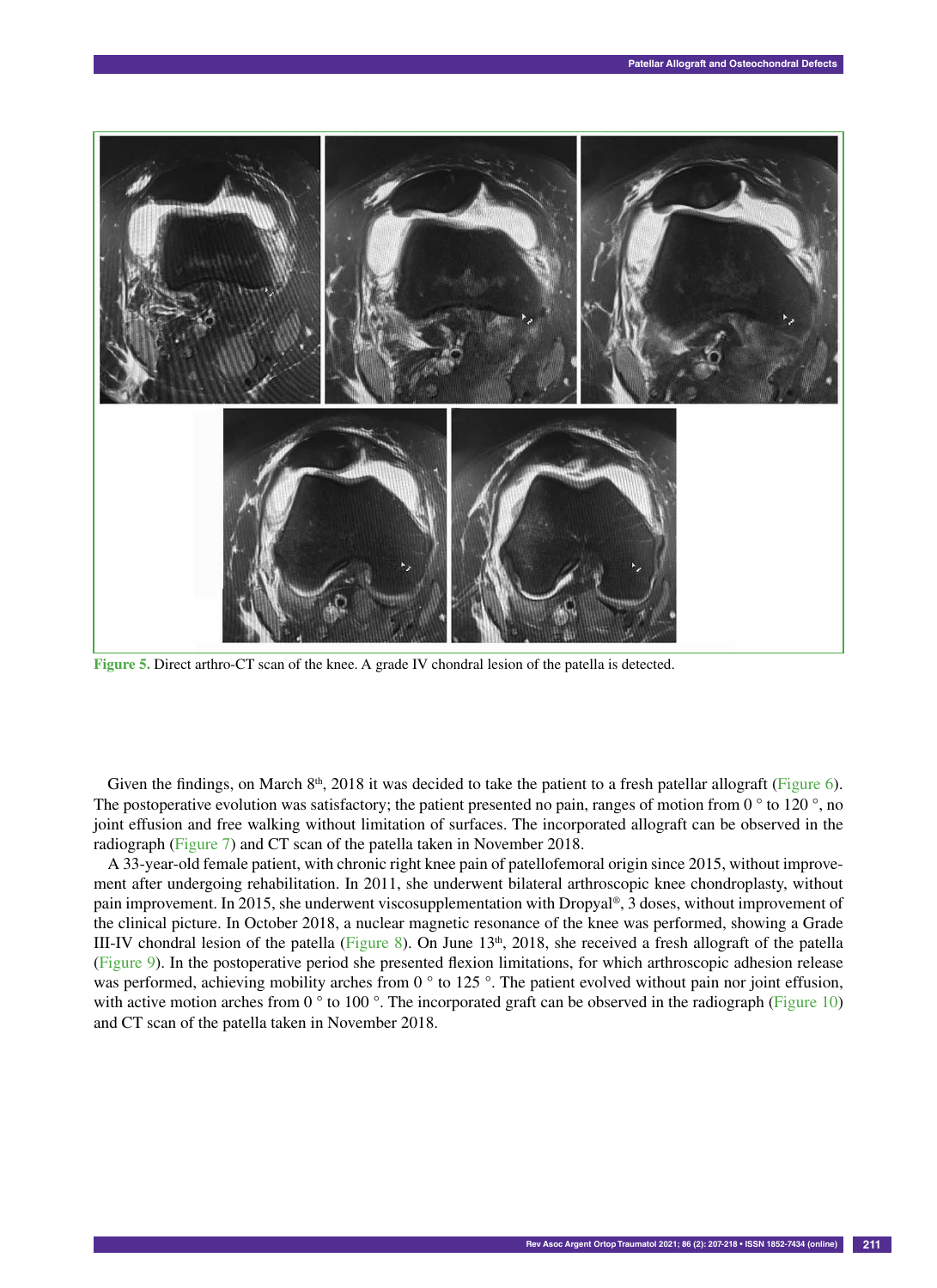Figure 5. Direct arthro-CT scan of the knee. A grade IV chondral lesion of the patella is detected.

Given the findings, on March 8th, 2018 it was decided to take the patient to a fresh patellar allograft (Figure 6). The postoperative evolution was satisfactory; the patient presented no pain, ranges of motion from 0 ° to 120 °, no joint effusion and free walking without limitation of surfaces. The incorporated allograft can be observed in the radiograph (Figure 7) and CT scan of the patella taken in November 2018.

A 33-year-old female patient, with chronic right knee pain of patellofemoral origin since 2015, without improvement after undergoing rehabilitation. In 2011, she underwent bilateral arthroscopic knee chondroplasty, without pain improvement. In 2015, she underwent viscosupplementation with Dropyal®, 3 doses, without improvement of the clinical picture. In October 2018, a nuclear magnetic resonance of the knee was performed, showing a Grade III-IV chondral lesion of the patella (Figure 8). On June 13th, 2018, she received a fresh allograft of the patella (Figure 9). In the postoperative period she presented flexion limitations, for which arthroscopic adhesion release was performed, achieving mobility arches from 0 ° to 125 °. The patient evolved without pain nor joint effusion, with active motion arches from 0 ° to 100 °. The incorporated graft can be observed in the radiograph (Figure 10) and CT scan of the patella taken in November 2018.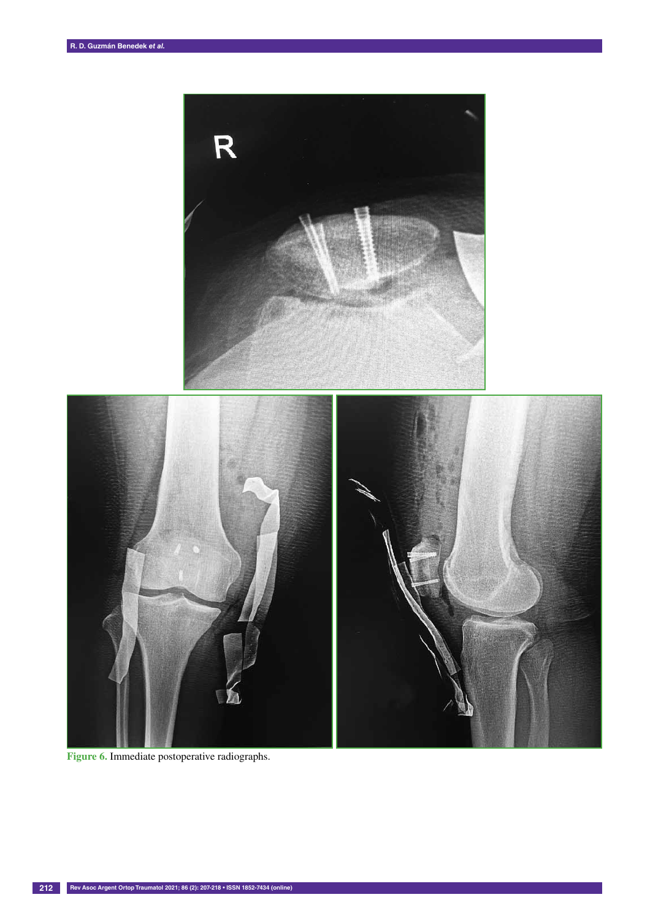**Figure 6.** Immediate postoperative radiographs.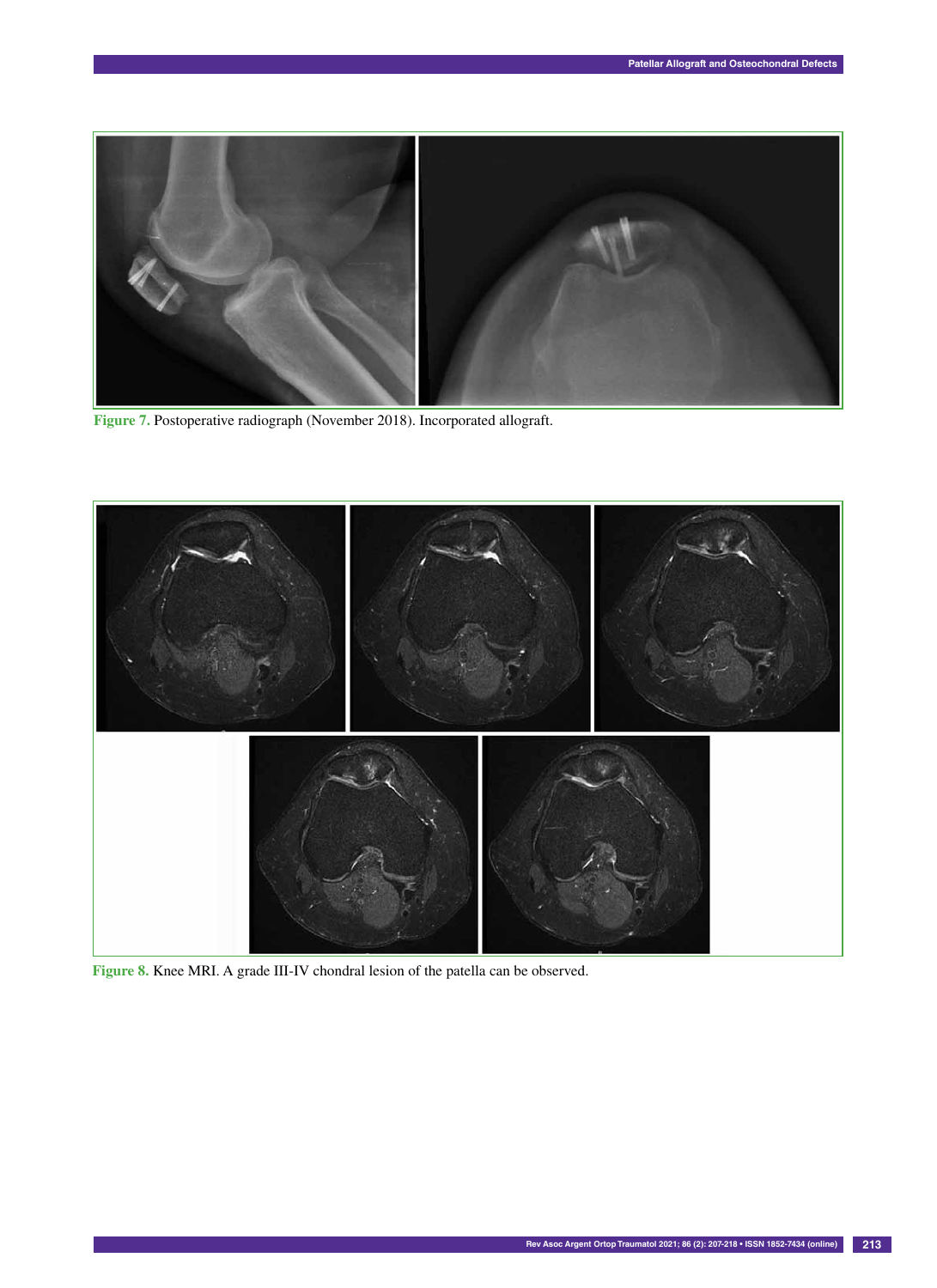Figure 7. Postoperative radiograph (November 2018). Incorporated allograft.

Figure 8. Knee MRI. A grade III-IV chondral lesion of the patella can be observed.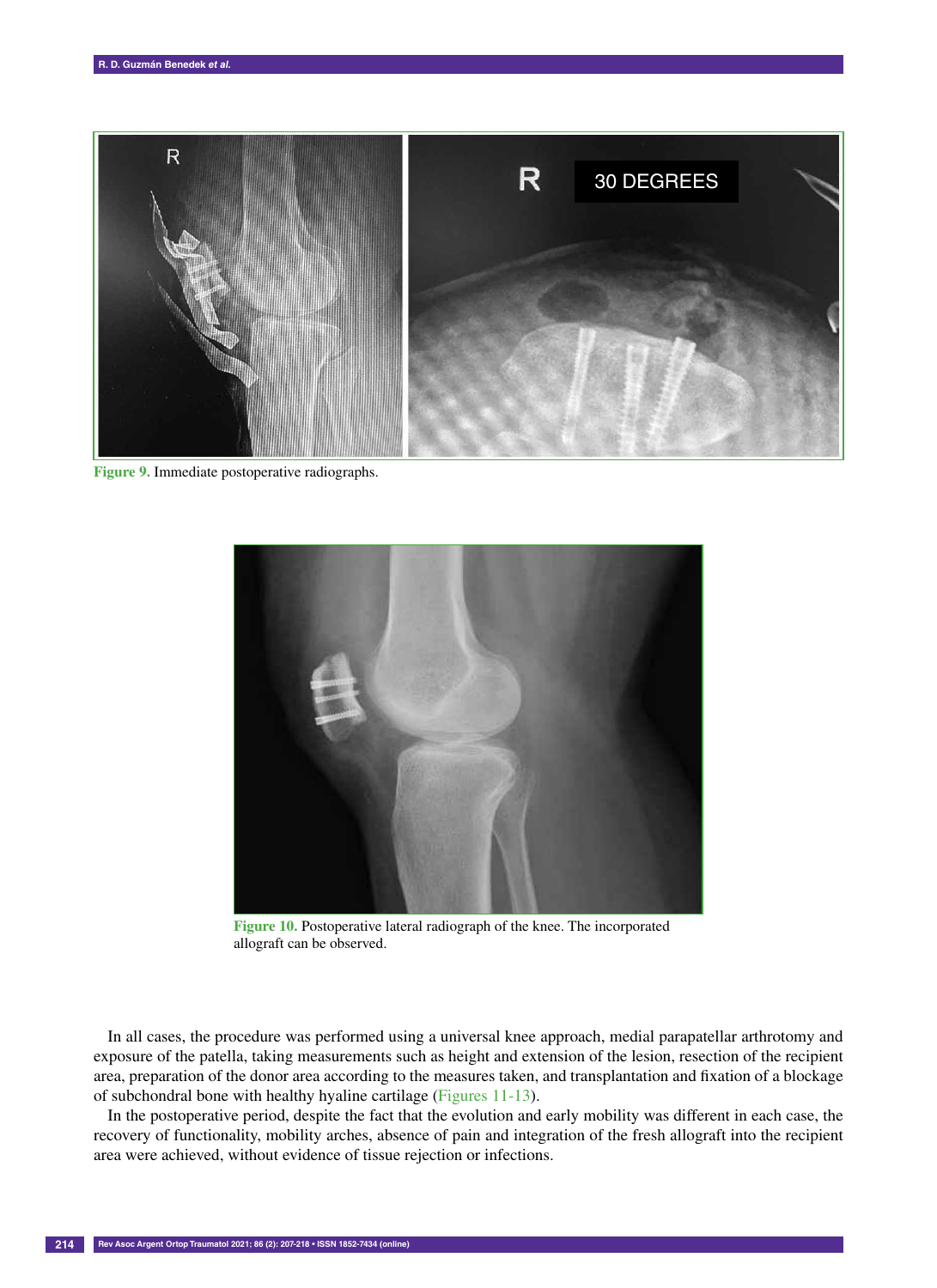Figure 9. Immediate postoperative radiographs.

Figure 10. Postoperative lateral radiograph of the knee. The incorporated allograft can be observed.

In all cases, the procedure was performed using a universal knee approach, medial parapatellar arthrotomy and exposure of the patella, taking measurements such as height and extension of the lesion, resection of the recipient area, preparation of the donor area according to the measures taken, and transplantation and fixation of a blockage of subchondral bone with healthy hyaline cartilage (Figures 11-13).

In the postoperative period, despite the fact that the evolution and early mobility was different in each case, the recovery of functionality, mobility arches, absence of pain and integration of the fresh allograft into the recipient area were achieved, without evidence of tissue rejection or infections.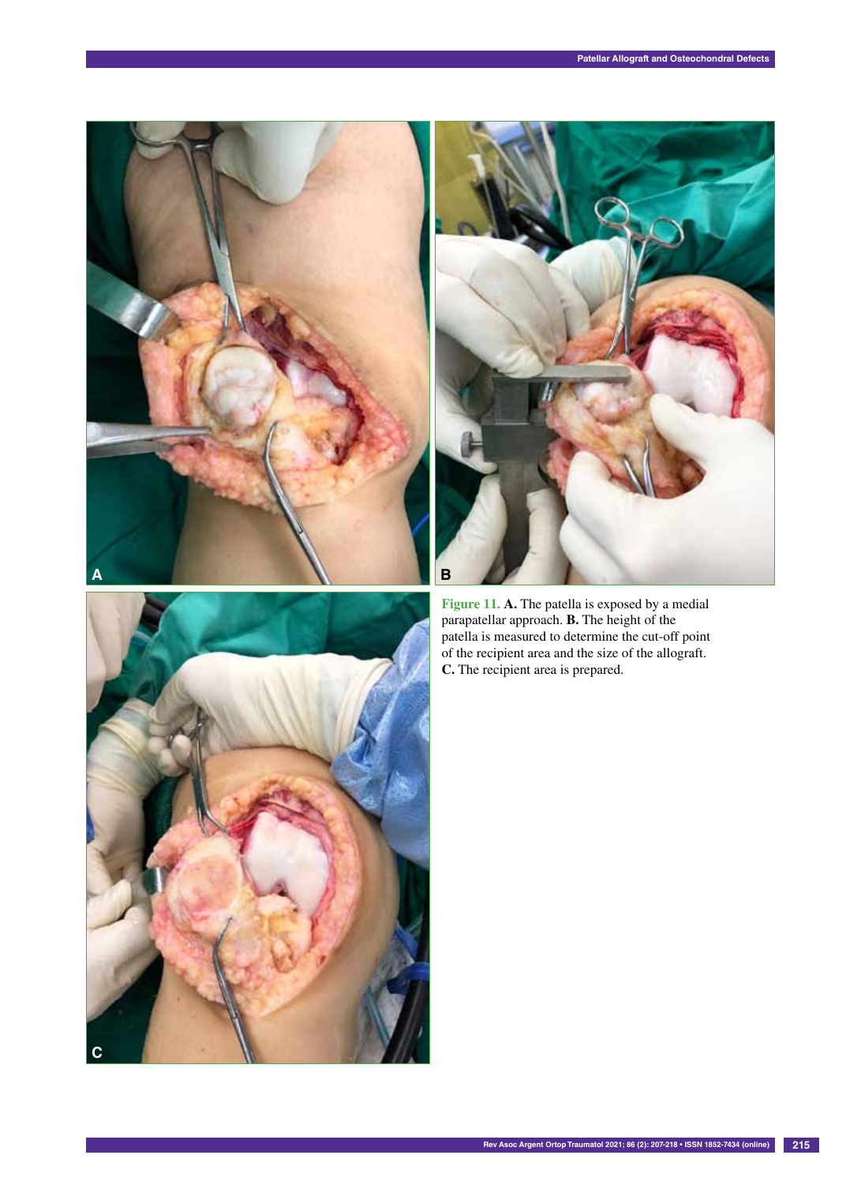Figure 11. **A.** The patella is exposed by a medial parapatellar approach. **B.** The height of the patella is measured to determine the cut-off point of the recipient area and the size of the allograft. **C.** The recipient area is prepared.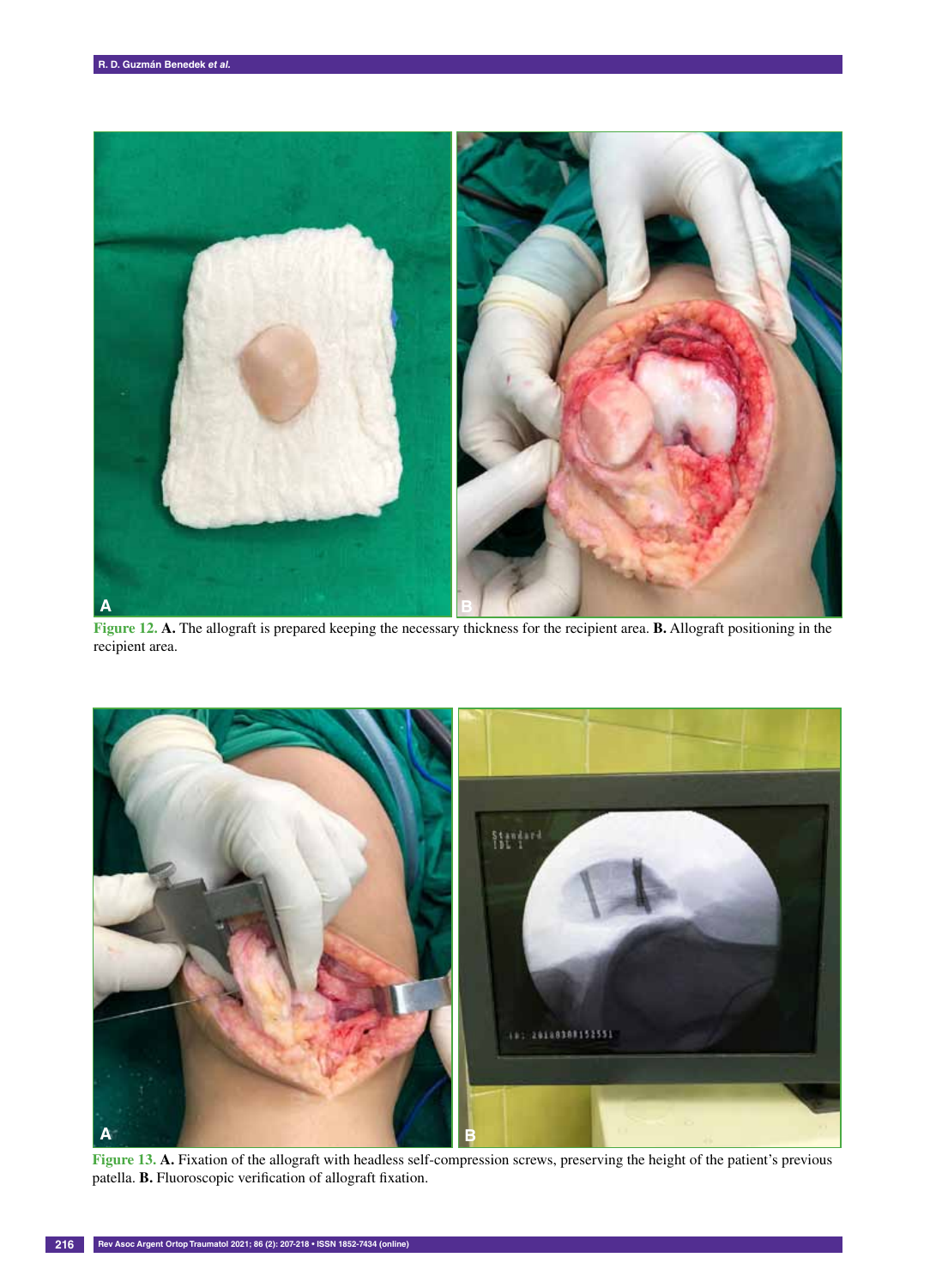**Figure 12. A.** The allograft is prepared keeping the necessary thickness for the recipient area. **B.** Allograft positioning in the recipient area.

**Figure 13. A.** Fixation of the allograft with headless self-compression screws, preserving the height of the patient's previous patella. **B.** Fluoroscopic verification of allograft fixation.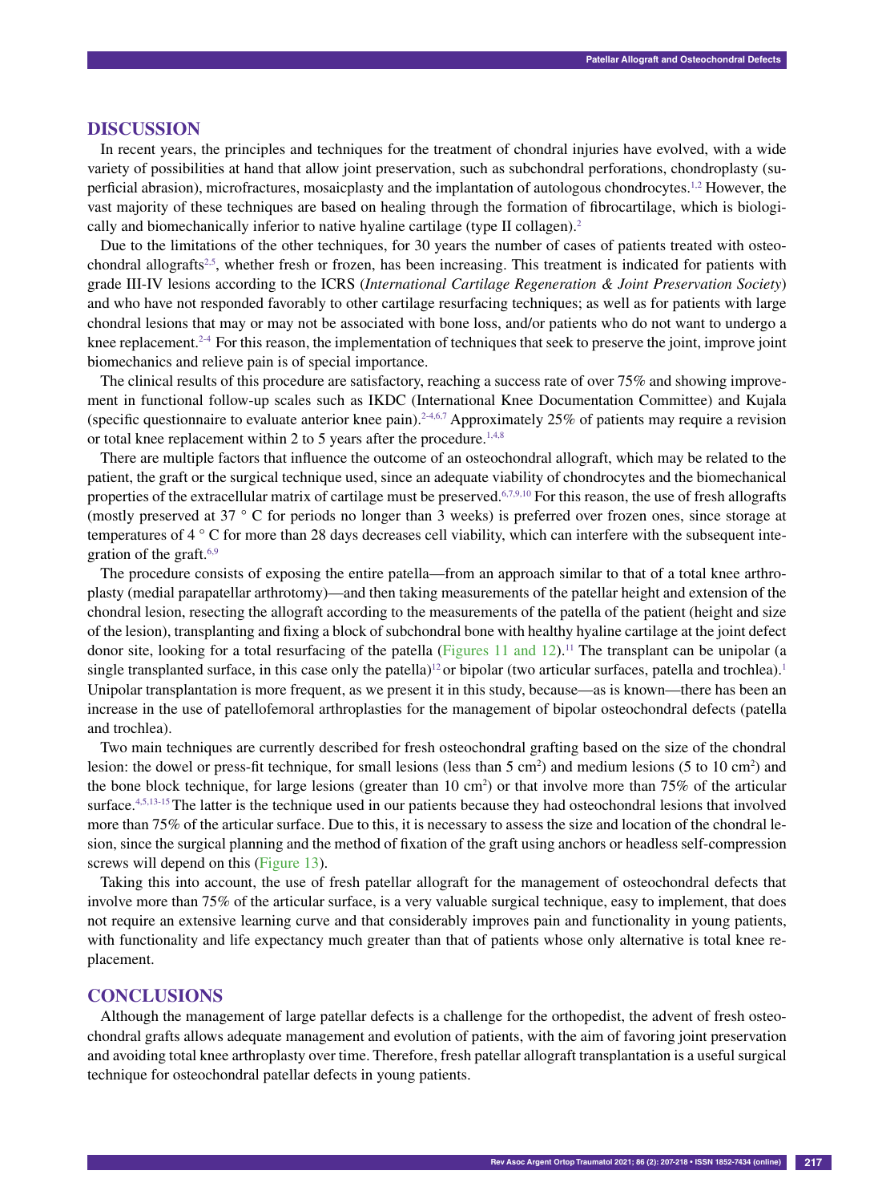## DISCUSSION

In recent years, the principles and techniques for the treatment of chondral injuries have evolved, with a wide variety of possibilities at hand that allow joint preservation, such as subchondral perforations, chondroplasty (superficial abrasion), microfractures, mosaicplasty and the implantation of autologous chondrocytes.[1,2] However, the vast majority of these techniques are based on healing through the formation of fibrocartilage, which is biologically and biomechanically inferior to native hyaline cartilage (type II collagen).[2]

Due to the limitations of the other techniques, for 30 years the number of cases of patients treated with osteochondral allografts[2,5], whether fresh or frozen, has been increasing. This treatment is indicated for patients with grade III-IV lesions according to the ICRS (*International Cartilage Regeneration & Joint Preservation Society*) and who have not responded favorably to other cartilage resurfacing techniques; as well as for patients with large chondral lesions that may or may not be associated with bone loss, and/or patients who do not want to undergo a knee replacement.[2-4] For this reason, the implementation of techniques that seek to preserve the joint, improve joint biomechanics and relieve pain is of special importance.

The clinical results of this procedure are satisfactory, reaching a success rate of over 75% and showing improvement in functional follow-up scales such as IKDC (International Knee Documentation Committee) and Kujala (specific questionnaire to evaluate anterior knee pain).[2-4,6,7] Approximately 25% of patients may require a revision or total knee replacement within 2 to 5 years after the procedure.[1,4,8]

There are multiple factors that influence the outcome of an osteochondral allograft, which may be related to the patient, the graft or the surgical technique used, since an adequate viability of chondrocytes and the biomechanical properties of the extracellular matrix of cartilage must be preserved.[6,7,9,10] For this reason, the use of fresh allografts (mostly preserved at 37 ° C for periods no longer than 3 weeks) is preferred over frozen ones, since storage at temperatures of 4 ° C for more than 28 days decreases cell viability, which can interfere with the subsequent integration of the graft.[6,9]

The procedure consists of exposing the entire patella—from an approach similar to that of a total knee arthroplasty (medial parapatellar arthrotomy)—and then taking measurements of the patellar height and extension of the chondral lesion, resecting the allograft according to the measurements of the patella of the patient (height and size of the lesion), transplanting and fixing a block of subchondral bone with healthy hyaline cartilage at the joint defect donor site, looking for a total resurfacing of the patella (Figures 11 and 12).[11] The transplant can be unipolar (a single transplanted surface, in this case only the patella)[12] or bipolar (two articular surfaces, patella and trochlea).[1] Unipolar transplantation is more frequent, as we present it in this study, because—as is known—there has been an increase in the use of patellofemoral arthroplasties for the management of bipolar osteochondral defects (patella and trochlea).

Two main techniques are currently described for fresh osteochondral grafting based on the size of the chondral lesion: the dowel or press-fit technique, for small lesions (less than 5 $cm^2$) and medium lesions (5 to 10 $cm^2$) and the bone block technique, for large lesions (greater than 10 $cm^2$) or that involve more than 75% of the articular surface.[4,5,13-15] The latter is the technique used in our patients because they had osteochondral lesions that involved more than 75% of the articular surface. Due to this, it is necessary to assess the size and location of the chondral lesion, since the surgical planning and the method of fixation of the graft using anchors or headless self-compression screws will depend on this (Figure 13).

Taking this into account, the use of fresh patellar allograft for the management of osteochondral defects that involve more than 75% of the articular surface, is a very valuable surgical technique, easy to implement, that does not require an extensive learning curve and that considerably improves pain and functionality in young patients, with functionality and life expectancy much greater than that of patients whose only alternative is total knee replacement.

## CONCLUSIONS

Although the management of large patellar defects is a challenge for the orthopedist, the advent of fresh osteochondral grafts allows adequate management and evolution of patients, with the aim of favoring joint preservation and avoiding total knee arthroplasty over time. Therefore, fresh patellar allograft transplantation is a useful surgical technique for osteochondral patellar defects in young patients.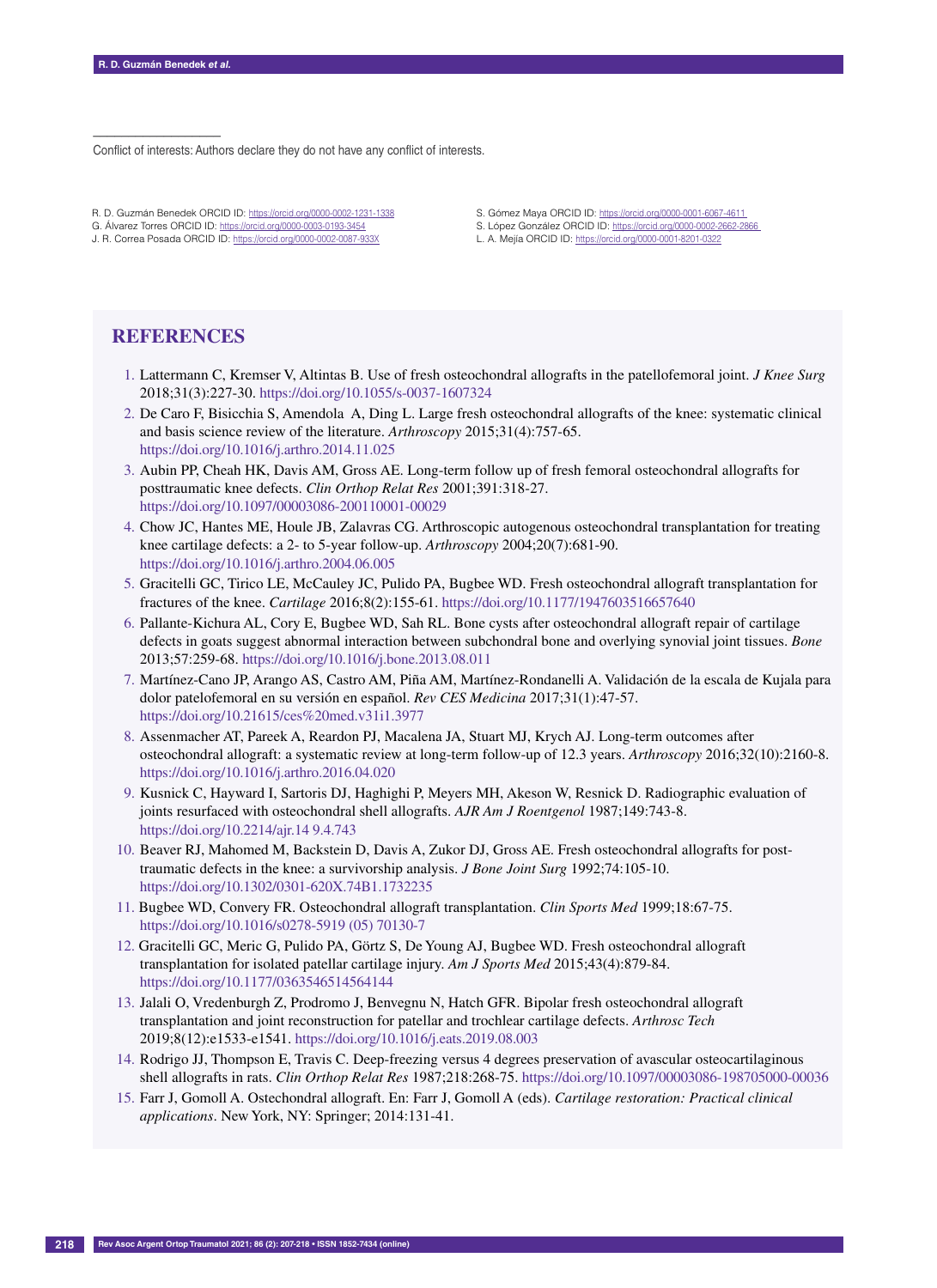---

Conflict of interests: Authors declare they do not have any conflict of interests.

R. D. Guzmán Benedek ORCID ID: https://orcid.org/0000-0002-1231-1338
G. Álvarez Torres ORCID ID: https://orcid.org/0000-0003-0193-3454
J. R. Correa Posada ORCID ID: https://orcid.org/0000-0002-0087-933X
S. Gómez Maya ORCID ID: https://orcid.org/0000-0001-6067-4611
S. López González ORCID ID: https://orcid.org/0000-0002-2662-2866
L. A. Mejía ORCID ID: https://orcid.org/0000-0001-8201-0322

## REFERENCES

1. Lattermann C, Kremser V, Altintas B. Use of fresh osteochondral allografts in the patellofemoral joint. *J Knee Surg* 2018;31(3):227-30. https://doi.org/10.1055/s-0037-1607324
2. De Caro F, Bisicchia S, Amendola A, Ding L. Large fresh osteochondral allografts of the knee: systematic clinical and basis science review of the literature. *Arthroscopy* 2015;31(4):757-65. https://doi.org/10.1016/j.arthro.2014.11.025
3. Aubin PP, Cheah HK, Davis AM, Gross AE. Long-term follow up of fresh femoral osteochondral allografts for posttraumatic knee defects. *Clin Orthop Relat Res* 2001;391:318-27. https://doi.org/10.1097/00003086-200110001-00029
4. Chow JC, Hantes ME, Houle JB, Zalavras CG. Arthroscopic autogenous osteochondral transplantation for treating knee cartilage defects: a 2- to 5-year follow-up. *Arthroscopy* 2004;20(7):681-90. https://doi.org/10.1016/j.arthro.2004.06.005
5. Gracitelli GC, Tirico LE, McCauley JC, Pulido PA, Bugbee WD. Fresh osteochondral allograft transplantation for fractures of the knee. *Cartilage* 2016;8(2):155-61. https://doi.org/10.1177/1947603516657640
6. Pallante-Kichura AL, Cory E, Bugbee WD, Sah RL. Bone cysts after osteochondral allograft repair of cartilage defects in goats suggest abnormal interaction between subchondral bone and overlying synovial joint tissues. *Bone* 2013;57:259-68. https://doi.org/10.1016/j.bone.2013.08.011
7. Martínez-Cano JP, Arango AS, Castro AM, Piña AM, Martínez-Rondanelli A. Validación de la escala de Kujala para dolor patelofemoral en su versión en español. *Rev CES Medicina* 2017;31(1):47-57. https://doi.org/10.21615/ces%20med.v31i1.3977
8. Assenmacher AT, Pareek A, Reardon PJ, Macalena JA, Stuart MJ, Krych AJ. Long-term outcomes after osteochondral allograft: a systematic review at long-term follow-up of 12.3 years. *Arthroscopy* 2016;32(10):2160-8. https://doi.org/10.1016/j.arthro.2016.04.020
9. Kusnick C, Hayward I, Sartoris DJ, Haghighi P, Meyers MH, Akeson W, Resnick D. Radiographic evaluation of joints resurfaced with osteochondral shell allografts. *AJR Am J Roentgenol* 1987;149:743-8. https://doi.org/10.2214/ajr.14 9.4.743
10. Beaver RJ, Mahomed M, Backstein D, Davis A, Zukor DJ, Gross AE. Fresh osteochondral allografts for post-traumatic defects in the knee: a survivorship analysis. *J Bone Joint Surg* 1992;74:105-10. https://doi.org/10.1302/0301-620X.74B1.1732235
11. Bugbee WD, Convery FR. Osteochondral allograft transplantation. *Clin Sports Med* 1999;18:67-75. https://doi.org/10.1016/s0278-5919 (05) 70130-7
12. Gracitelli GC, Meric G, Pulido PA, Görtz S, De Young AJ, Bugbee WD. Fresh osteochondral allograft transplantation for isolated patellar cartilage injury. *Am J Sports Med* 2015;43(4):879-84. https://doi.org/10.1177/0363546514564144
13. Jalali O, Vredenburgh Z, Prodromo J, Benvegnu N, Hatch GFR. Bipolar fresh osteochondral allograft transplantation and joint reconstruction for patellar and trochlear cartilage defects. *Arthrosc Tech* 2019;8(12):e1533-e1541. https://doi.org/10.1016/j.eats.2019.08.003
14. Rodrigo JJ, Thompson E, Travis C. Deep-freezing versus 4 degrees preservation of avascular osteocartilaginous shell allografts in rats. *Clin Orthop Relat Res* 1987;218:268-75. https://doi.org/10.1097/00003086-198705000-00036
15. Farr J, Gomoll A. Ostechondral allograft. En: Farr J, Gomoll A (eds). *Cartilage restoration: Practical clinical applications*. New York, NY: Springer; 2014:131-41.